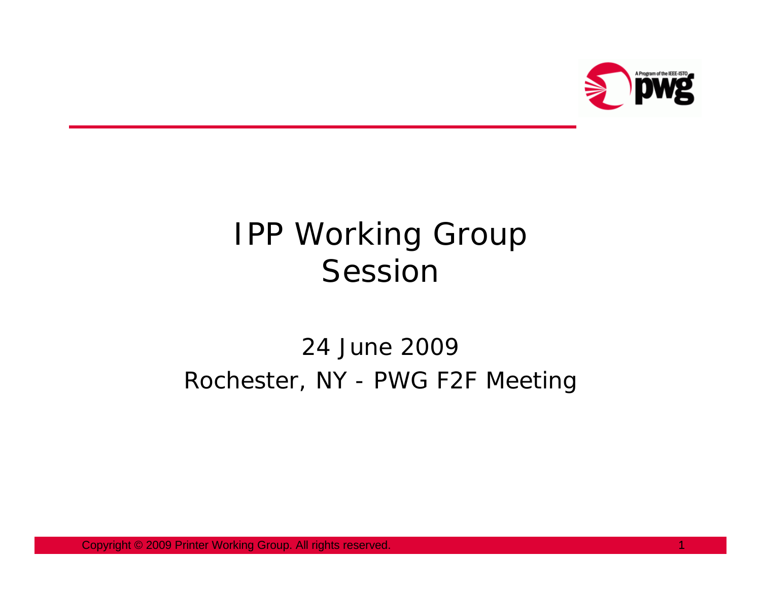# IPP Working Group Session

24 June 2009

Rochester, NY - PWG F2F Meeting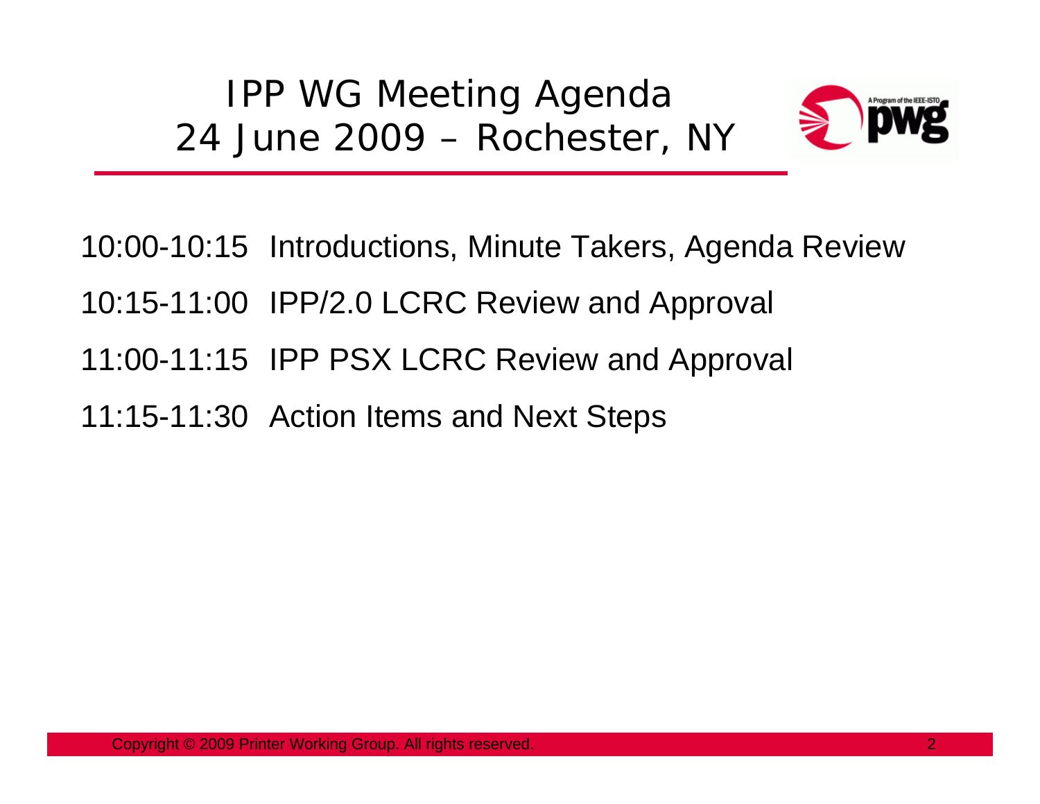# IPP WG Meeting Agenda
# 24 June 2009 – Rochester, NY

10:00-10:15 Introductions, Minute Takers, Agenda Review

10:15-11:00 IPP/2.0 LCRC Review and Approval

11:00-11:15 IPP PSX LCRC Review and Approval

11:15-11:30 Action Items and Next Steps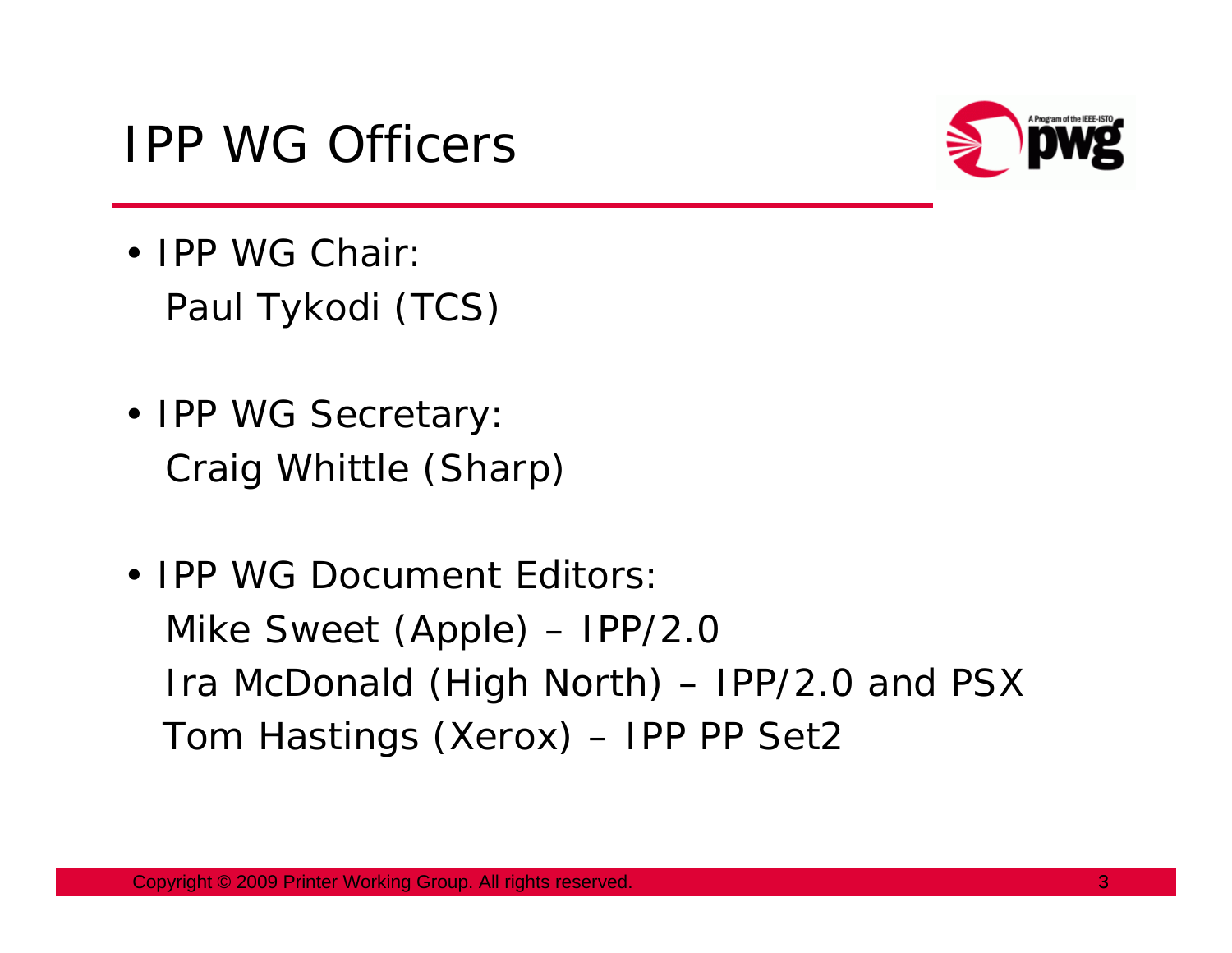# IPP WG Officers

- IPP WG Chair:
  Paul Tykodi (TCS)

- IPP WG Secretary:
  Craig Whittle (Sharp)

- IPP WG Document Editors:
  Mike Sweet (Apple) – IPP/2.0
  Ira McDonald (High North) – IPP/2.0 and PSX
  Tom Hastings (Xerox) – IPP PP Set2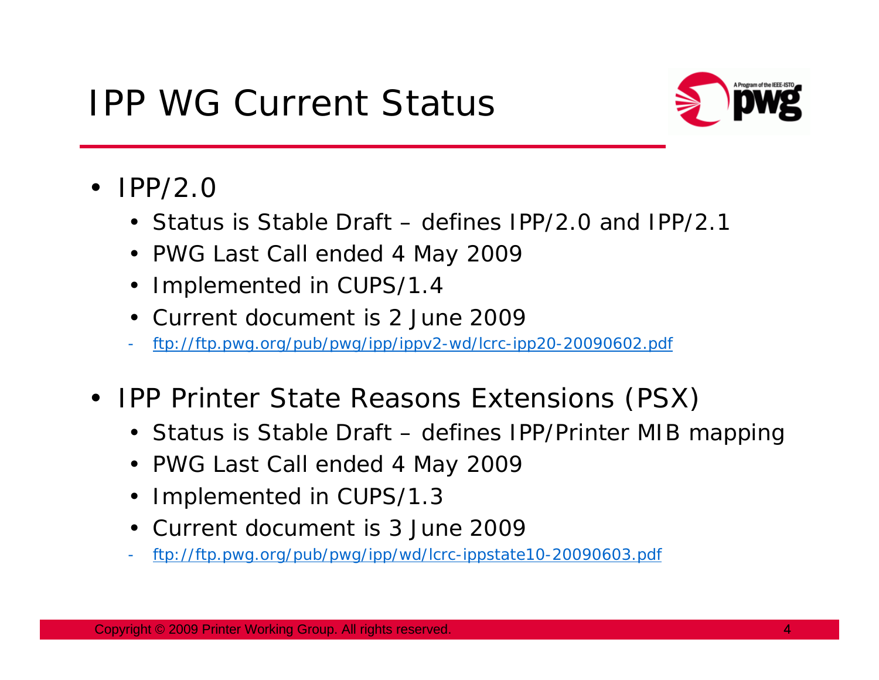# IPP WG Current Status

- IPP/2.0
  - Status is Stable Draft – defines IPP/2.0 and IPP/2.1
  - PWG Last Call ended 4 May 2009
  - Implemented in CUPS/1.4
  - Current document is 2 June 2009
    - ftp://ftp.pwg.org/pub/pwg/ipp/ippv2-wd/lcrc-ipp20-20090602.pdf
- IPP Printer State Reasons Extensions (PSX)
  - Status is Stable Draft – defines IPP/Printer MIB mapping
  - PWG Last Call ended 4 May 2009
  - Implemented in CUPS/1.3
  - Current document is 3 June 2009
    - ftp://ftp.pwg.org/pub/pwg/ipp/wd/lcrc-ippstate10-20090603.pdf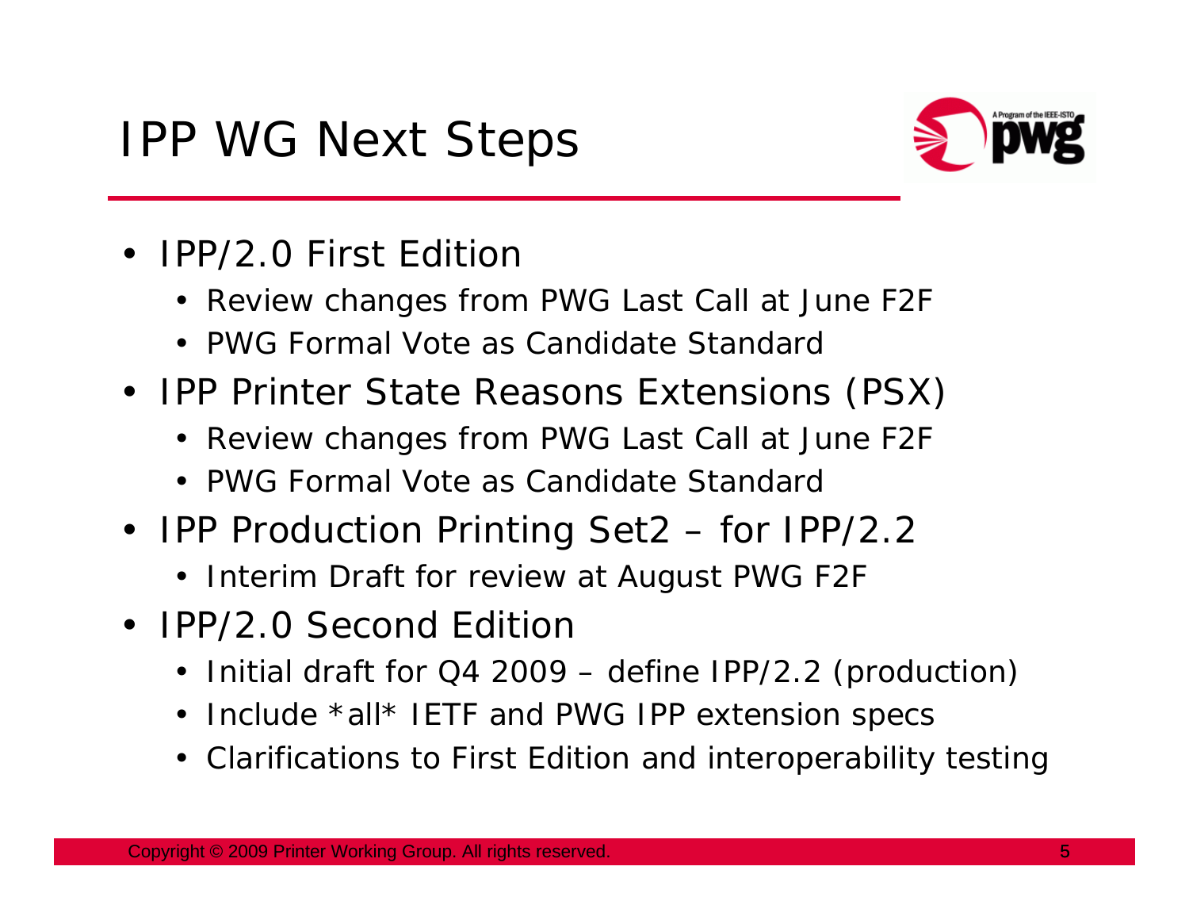# IPP WG Next Steps

- IPP/2.0 First Edition
  - Review changes from PWG Last Call at June F2F
  - PWG Formal Vote as Candidate Standard
- IPP Printer State Reasons Extensions (PSX)
  - Review changes from PWG Last Call at June F2F
  - PWG Formal Vote as Candidate Standard
- IPP Production Printing Set2 – for IPP/2.2
  - Interim Draft for review at August PWG F2F
- IPP/2.0 Second Edition
  - Initial draft for Q4 2009 – define IPP/2.2 (production)
  - Include *all* IETF and PWG IPP extension specs
  - Clarifications to First Edition and interoperability testing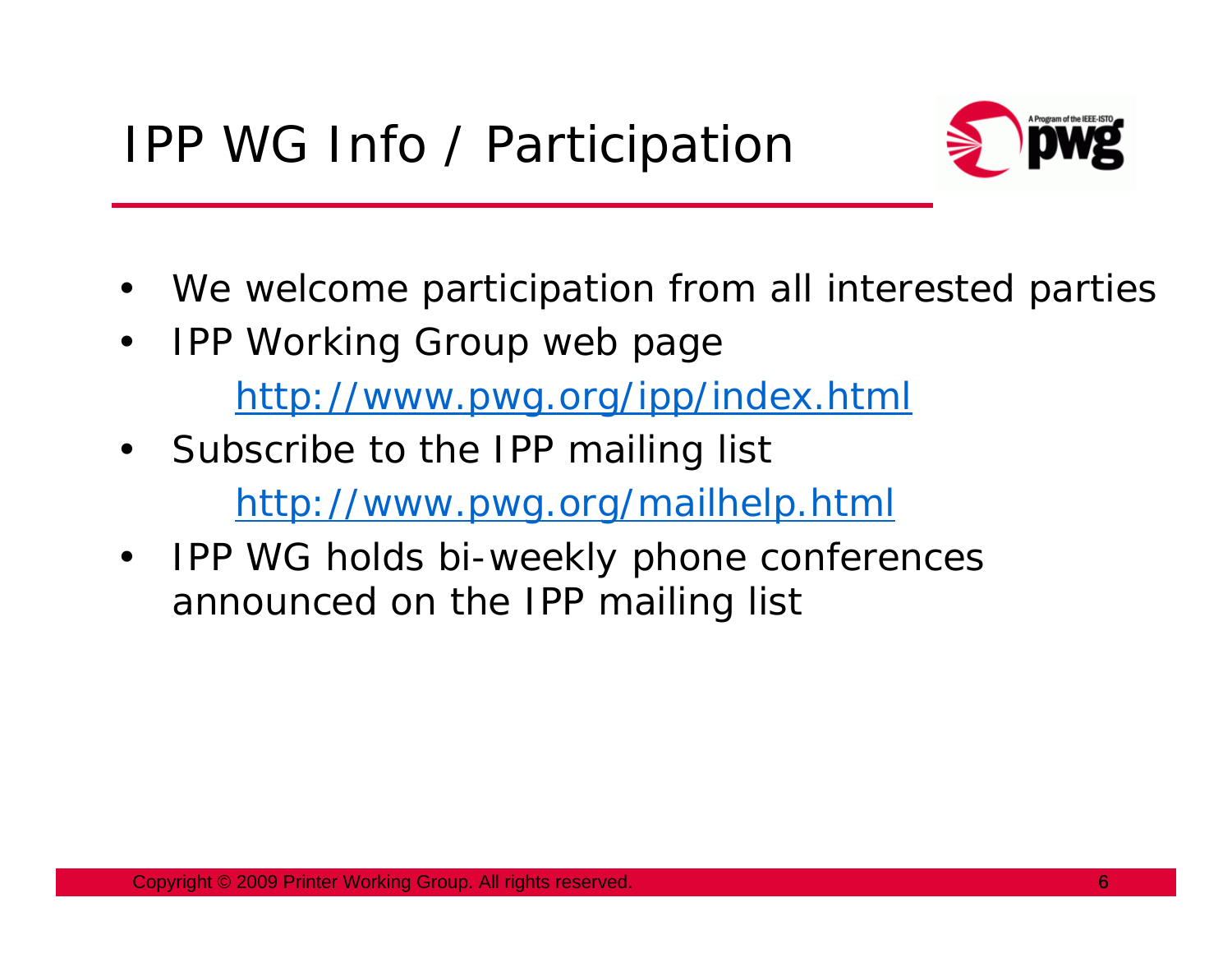# IPP WG Info / Participation

- We welcome participation from all interested parties
- IPP Working Group web page

  http://www.pwg.org/ipp/index.html
- Subscribe to the IPP mailing list

  http://www.pwg.org/mailhelp.html
- IPP WG holds bi-weekly phone conferences announced on the IPP mailing list

Copyright © 2009 Printer Working Group. All rights reserved.